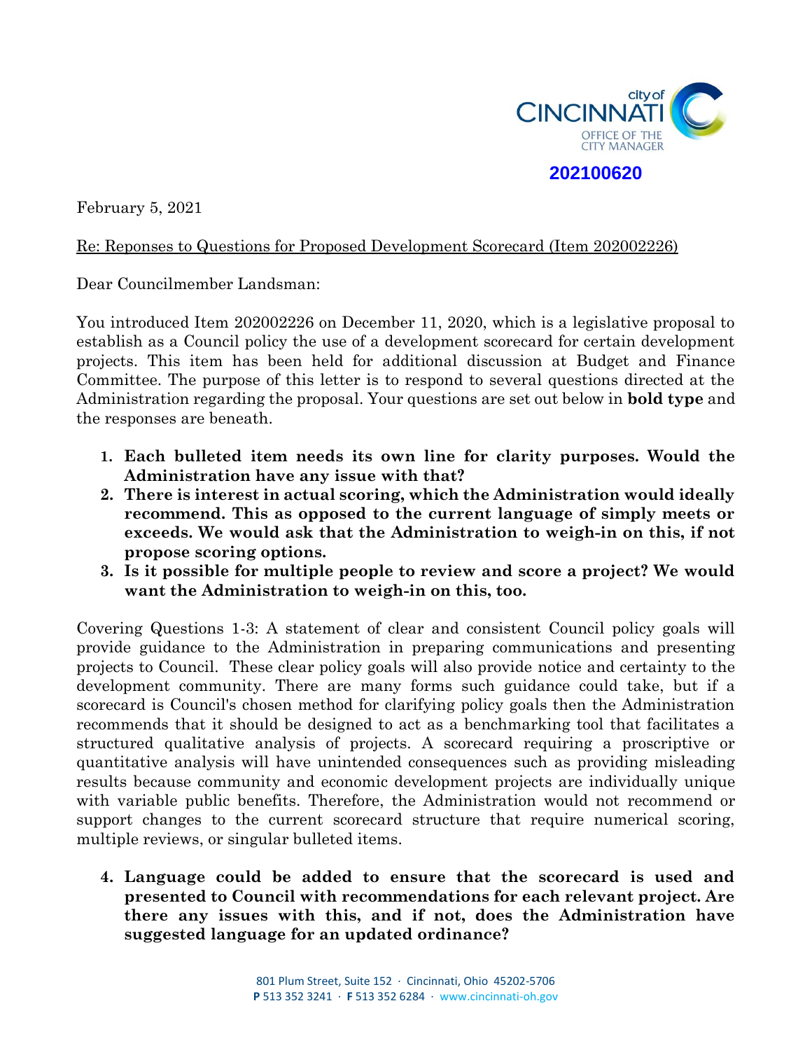202100620

February 5, 2021

Re: Reponses to Questions for Proposed Development Scorecard (Item 202002226)

Dear Councilmember Landsman:

You introduced Item 202002226 on December 11, 2020, which is a legislative proposal to establish as a Council policy the use of a development scorecard for certain development projects. This item has been held for additional discussion at Budget and Finance Committee. The purpose of this letter is to respond to several questions directed at the Administration regarding the proposal. Your questions are set out below in **bold type** and the responses are beneath.

1. **Each bulleted item needs its own line for clarity purposes. Would the Administration have any issue with that?**
2. **There is interest in actual scoring, which the Administration would ideally recommend. This as opposed to the current language of simply meets or exceeds. We would ask that the Administration to weigh-in on this, if not propose scoring options.**
3. **Is it possible for multiple people to review and score a project? We would want the Administration to weigh-in on this, too.**

Covering Questions 1-3: A statement of clear and consistent Council policy goals will provide guidance to the Administration in preparing communications and presenting projects to Council. These clear policy goals will also provide notice and certainty to the development community. There are many forms such guidance could take, but if a scorecard is Council's chosen method for clarifying policy goals then the Administration recommends that it should be designed to act as a benchmarking tool that facilitates a structured qualitative analysis of projects. A scorecard requiring a proscriptive or quantitative analysis will have unintended consequences such as providing misleading results because community and economic development projects are individually unique with variable public benefits. Therefore, the Administration would not recommend or support changes to the current scorecard structure that require numerical scoring, multiple reviews, or singular bulleted items.

4. **Language could be added to ensure that the scorecard is used and presented to Council with recommendations for each relevant project. Are there any issues with this, and if not, does the Administration have suggested language for an updated ordinance?**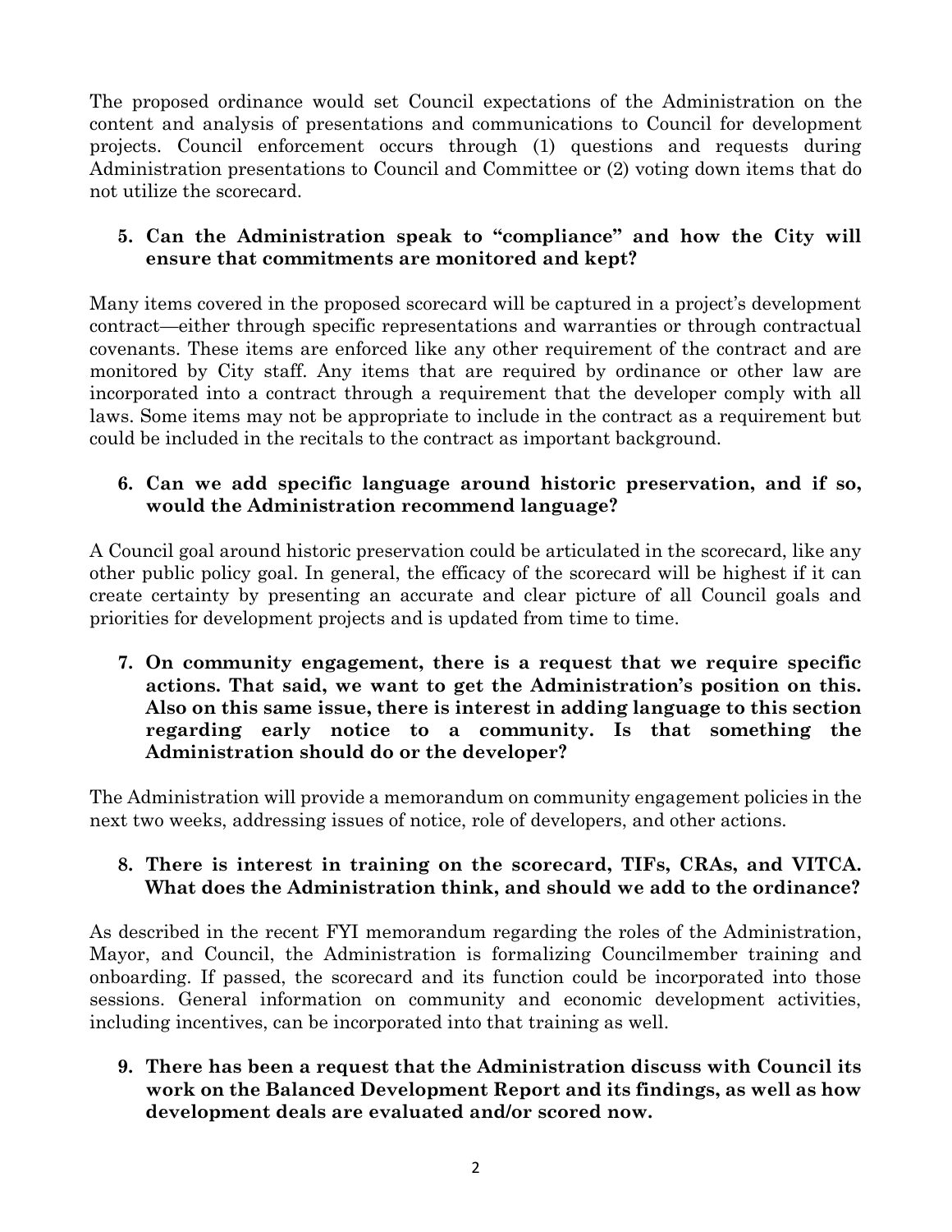The proposed ordinance would set Council expectations of the Administration on the content and analysis of presentations and communications to Council for development projects. Council enforcement occurs through (1) questions and requests during Administration presentations to Council and Committee or (2) voting down items that do not utilize the scorecard.

**5. Can the Administration speak to "compliance" and how the City will ensure that commitments are monitored and kept?**

Many items covered in the proposed scorecard will be captured in a project's development contract—either through specific representations and warranties or through contractual covenants. These items are enforced like any other requirement of the contract and are monitored by City staff. Any items that are required by ordinance or other law are incorporated into a contract through a requirement that the developer comply with all laws. Some items may not be appropriate to include in the contract as a requirement but could be included in the recitals to the contract as important background.

**6. Can we add specific language around historic preservation, and if so, would the Administration recommend language?**

A Council goal around historic preservation could be articulated in the scorecard, like any other public policy goal. In general, the efficacy of the scorecard will be highest if it can create certainty by presenting an accurate and clear picture of all Council goals and priorities for development projects and is updated from time to time.

**7. On community engagement, there is a request that we require specific actions. That said, we want to get the Administration's position on this. Also on this same issue, there is interest in adding language to this section regarding early notice to a community. Is that something the Administration should do or the developer?**

The Administration will provide a memorandum on community engagement policies in the next two weeks, addressing issues of notice, role of developers, and other actions.

**8. There is interest in training on the scorecard, TIFs, CRAs, and VITCA. What does the Administration think, and should we add to the ordinance?**

As described in the recent FYI memorandum regarding the roles of the Administration, Mayor, and Council, the Administration is formalizing Councilmember training and onboarding. If passed, the scorecard and its function could be incorporated into those sessions. General information on community and economic development activities, including incentives, can be incorporated into that training as well.

**9. There has been a request that the Administration discuss with Council its work on the Balanced Development Report and its findings, as well as how development deals are evaluated and/or scored now.**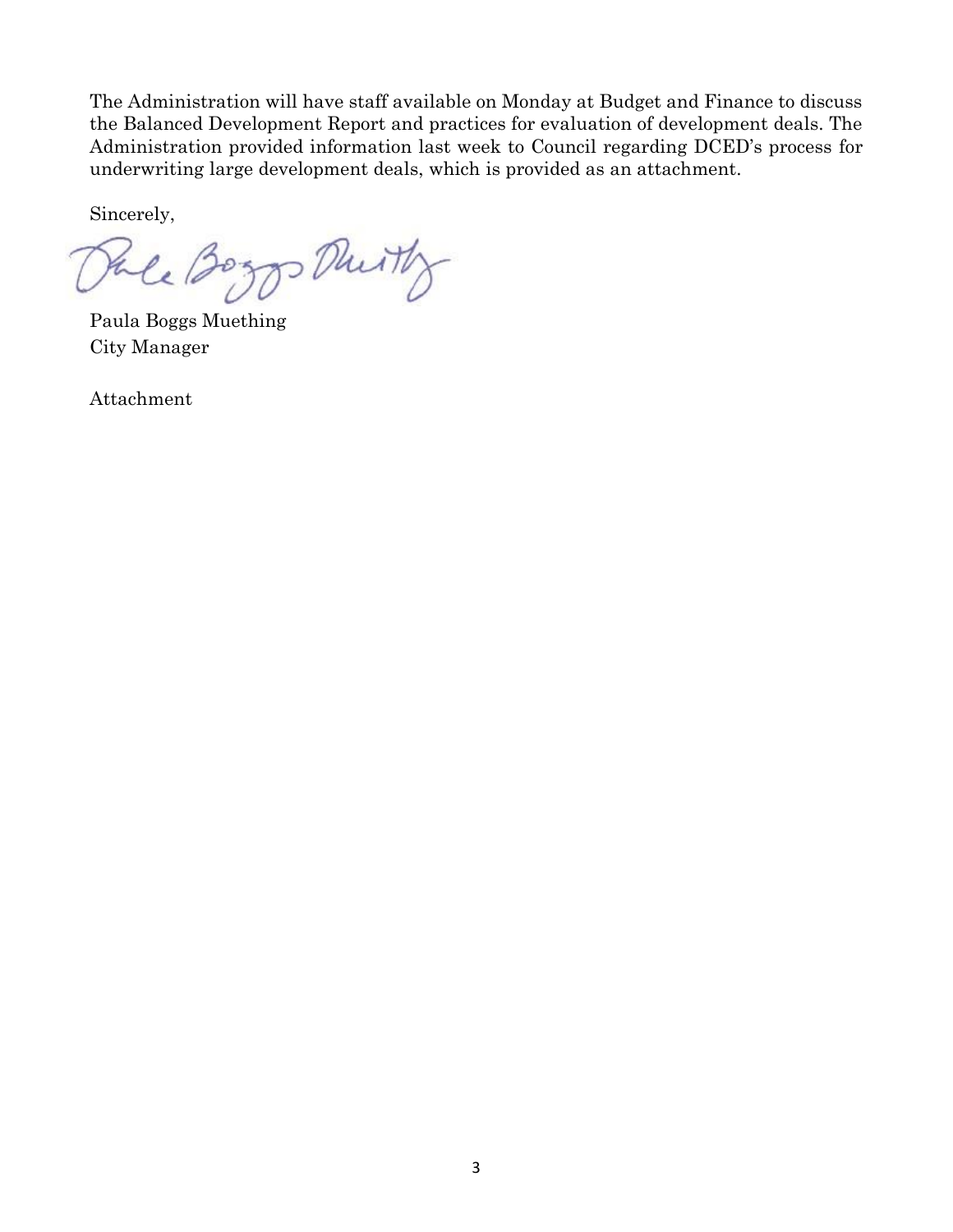The Administration will have staff available on Monday at Budget and Finance to discuss the Balanced Development Report and practices for evaluation of development deals. The Administration provided information last week to Council regarding DCED's process for underwriting large development deals, which is provided as an attachment.

Sincerely,

Paula Boggs Muething
City Manager

Attachment